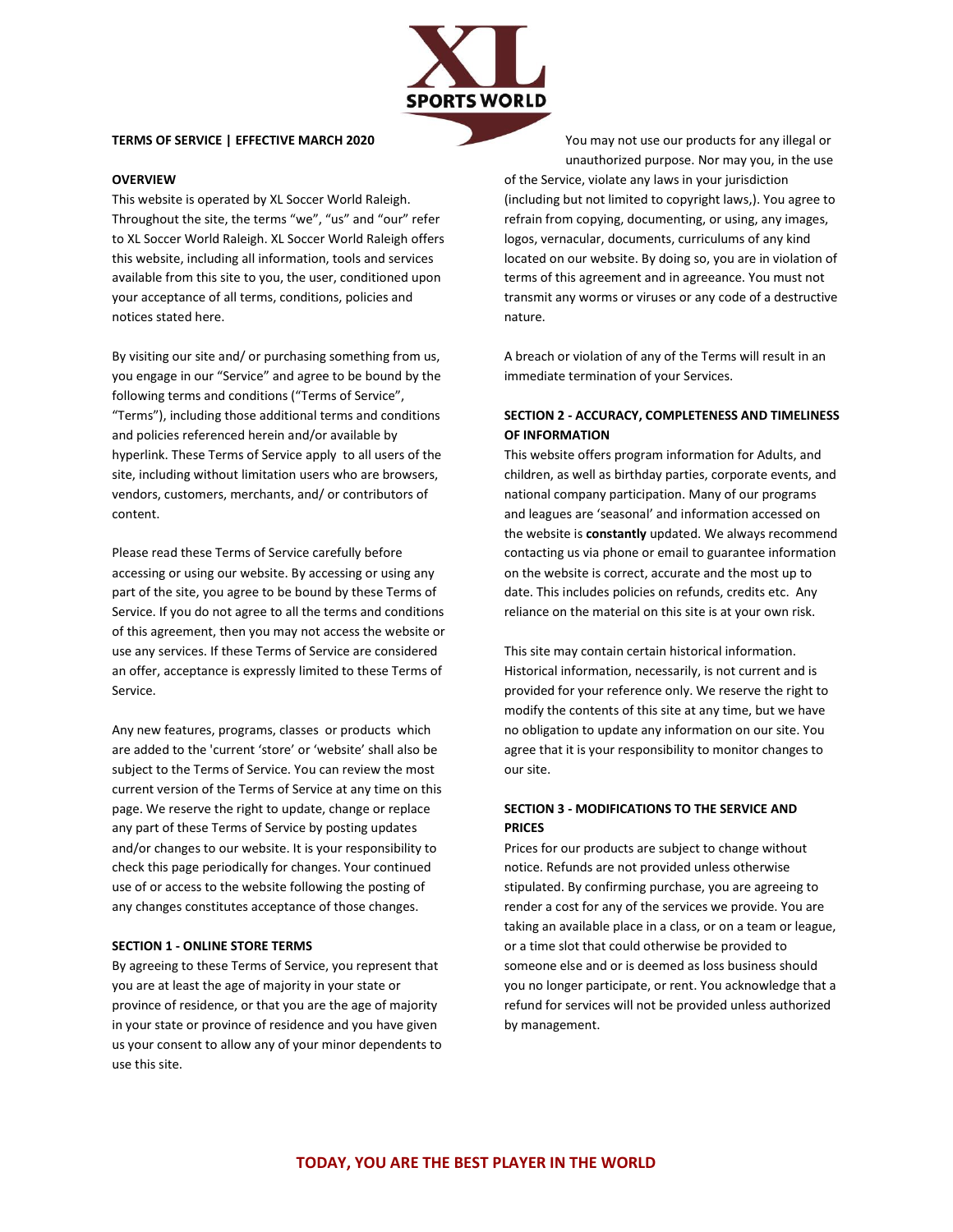**TERMS OF SERVICE | EFFECTIVE MARCH 2020**

**OVERVIEW**

This website is operated by XL Soccer World Raleigh. Throughout the site, the terms "we", "us" and "our" refer to XL Soccer World Raleigh. XL Soccer World Raleigh offers this website, including all information, tools and services available from this site to you, the user, conditioned upon your acceptance of all terms, conditions, policies and notices stated here.

By visiting our site and/ or purchasing something from us, you engage in our "Service" and agree to be bound by the following terms and conditions ("Terms of Service", "Terms"), including those additional terms and conditions and policies referenced herein and/or available by hyperlink. These Terms of Service apply to all users of the site, including without limitation users who are browsers, vendors, customers, merchants, and/ or contributors of content.

Please read these Terms of Service carefully before accessing or using our website. By accessing or using any part of the site, you agree to be bound by these Terms of Service. If you do not agree to all the terms and conditions of this agreement, then you may not access the website or use any services. If these Terms of Service are considered an offer, acceptance is expressly limited to these Terms of Service.

Any new features, programs, classes or products which are added to the 'current 'store' or 'website' shall also be subject to the Terms of Service. You can review the most current version of the Terms of Service at any time on this page. We reserve the right to update, change or replace any part of these Terms of Service by posting updates and/or changes to our website. It is your responsibility to check this page periodically for changes. Your continued use of or access to the website following the posting of any changes constitutes acceptance of those changes.

**SECTION 1 - ONLINE STORE TERMS**

By agreeing to these Terms of Service, you represent that you are at least the age of majority in your state or province of residence, or that you are the age of majority in your state or province of residence and you have given us your consent to allow any of your minor dependents to use this site.

You may not use our products for any illegal or unauthorized purpose. Nor may you, in the use of the Service, violate any laws in your jurisdiction (including but not limited to copyright laws,). You agree to refrain from copying, documenting, or using, any images, logos, vernacular, documents, curriculums of any kind located on our website. By doing so, you are in violation of terms of this agreement and in agreeance. You must not transmit any worms or viruses or any code of a destructive nature.

A breach or violation of any of the Terms will result in an immediate termination of your Services.

**SECTION 2 - ACCURACY, COMPLETENESS AND TIMELINESS OF INFORMATION**

This website offers program information for Adults, and children, as well as birthday parties, corporate events, and national company participation. Many of our programs and leagues are 'seasonal' and information accessed on the website is **constantly** updated. We always recommend contacting us via phone or email to guarantee information on the website is correct, accurate and the most up to date. This includes policies on refunds, credits etc. Any reliance on the material on this site is at your own risk.

This site may contain certain historical information. Historical information, necessarily, is not current and is provided for your reference only. We reserve the right to modify the contents of this site at any time, but we have no obligation to update any information on our site. You agree that it is your responsibility to monitor changes to our site.

**SECTION 3 - MODIFICATIONS TO THE SERVICE AND PRICES**

Prices for our products are subject to change without notice. Refunds are not provided unless otherwise stipulated. By confirming purchase, you are agreeing to render a cost for any of the services we provide. You are taking an available place in a class, or on a team or league, or a time slot that could otherwise be provided to someone else and or is deemed as loss business should you no longer participate, or rent. You acknowledge that a refund for services will not be provided unless authorized by management.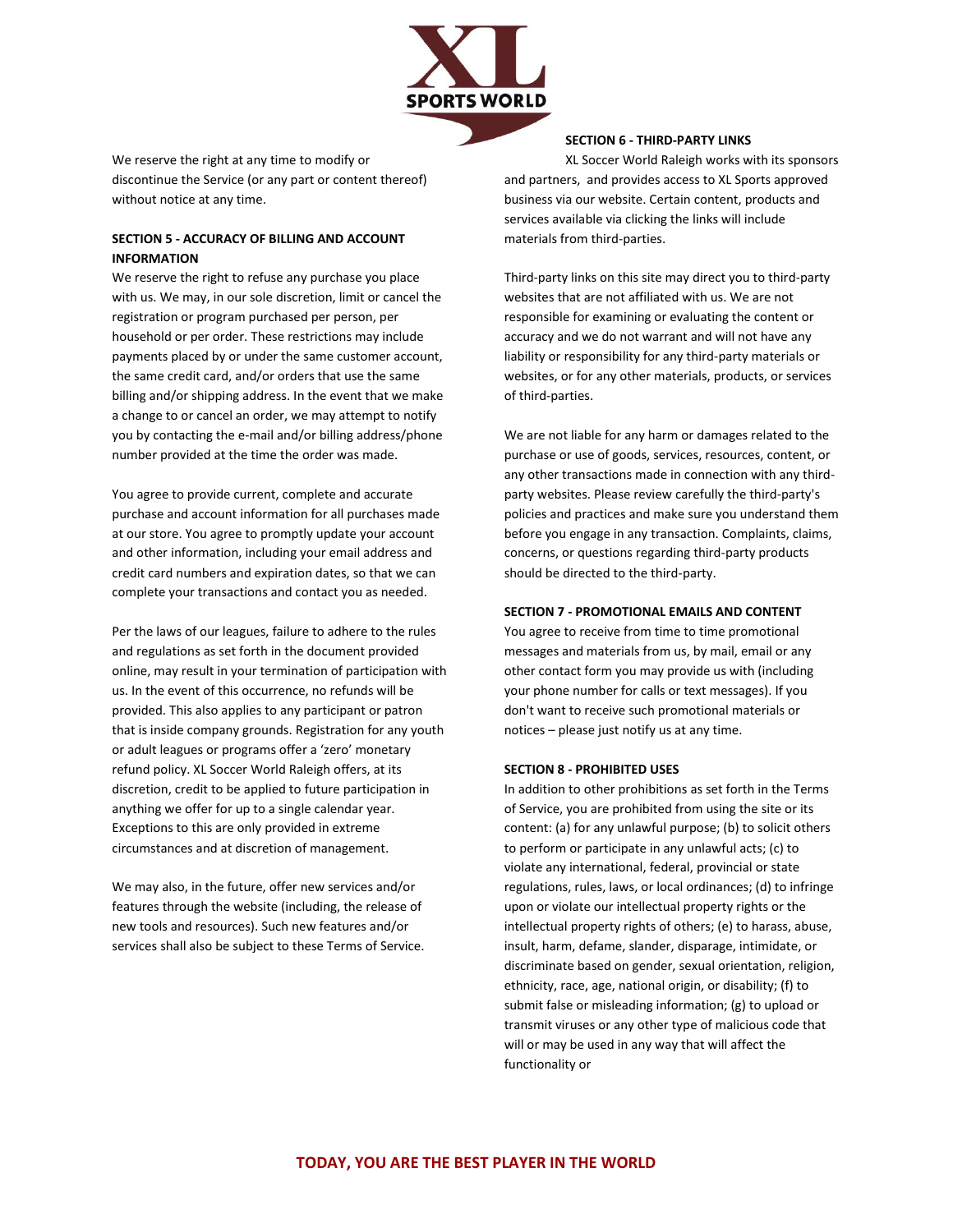We reserve the right at any time to modify or discontinue the Service (or any part or content thereof) without notice at any time.

**SECTION 5 - ACCURACY OF BILLING AND ACCOUNT INFORMATION**

We reserve the right to refuse any purchase you place with us. We may, in our sole discretion, limit or cancel the registration or program purchased per person, per household or per order. These restrictions may include payments placed by or under the same customer account, the same credit card, and/or orders that use the same billing and/or shipping address. In the event that we make a change to or cancel an order, we may attempt to notify you by contacting the e-mail and/or billing address/phone number provided at the time the order was made.

You agree to provide current, complete and accurate purchase and account information for all purchases made at our store. You agree to promptly update your account and other information, including your email address and credit card numbers and expiration dates, so that we can complete your transactions and contact you as needed.

Per the laws of our leagues, failure to adhere to the rules and regulations as set forth in the document provided online, may result in your termination of participation with us. In the event of this occurrence, no refunds will be provided. This also applies to any participant or patron that is inside company grounds. Registration for any youth or adult leagues or programs offer a 'zero' monetary refund policy. XL Soccer World Raleigh offers, at its discretion, credit to be applied to future participation in anything we offer for up to a single calendar year. Exceptions to this are only provided in extreme circumstances and at discretion of management.

We may also, in the future, offer new services and/or features through the website (including, the release of new tools and resources). Such new features and/or services shall also be subject to these Terms of Service.

**SECTION 6 - THIRD-PARTY LINKS**

XL Soccer World Raleigh works with its sponsors and partners, and provides access to XL Sports approved business via our website. Certain content, products and services available via clicking the links will include materials from third-parties.

Third-party links on this site may direct you to third-party websites that are not affiliated with us. We are not responsible for examining or evaluating the content or accuracy and we do not warrant and will not have any liability or responsibility for any third-party materials or websites, or for any other materials, products, or services of third-parties.

We are not liable for any harm or damages related to the purchase or use of goods, services, resources, content, or any other transactions made in connection with any third-party websites. Please review carefully the third-party's policies and practices and make sure you understand them before you engage in any transaction. Complaints, claims, concerns, or questions regarding third-party products should be directed to the third-party.

**SECTION 7 - PROMOTIONAL EMAILS AND CONTENT**

You agree to receive from time to time promotional messages and materials from us, by mail, email or any other contact form you may provide us with (including your phone number for calls or text messages). If you don't want to receive such promotional materials or notices – please just notify us at any time.

**SECTION 8 - PROHIBITED USES**

In addition to other prohibitions as set forth in the Terms of Service, you are prohibited from using the site or its content: (a) for any unlawful purpose; (b) to solicit others to perform or participate in any unlawful acts; (c) to violate any international, federal, provincial or state regulations, rules, laws, or local ordinances; (d) to infringe upon or violate our intellectual property rights or the intellectual property rights of others; (e) to harass, abuse, insult, harm, defame, slander, disparage, intimidate, or discriminate based on gender, sexual orientation, religion, ethnicity, race, age, national origin, or disability; (f) to submit false or misleading information; (g) to upload or transmit viruses or any other type of malicious code that will or may be used in any way that will affect the functionality or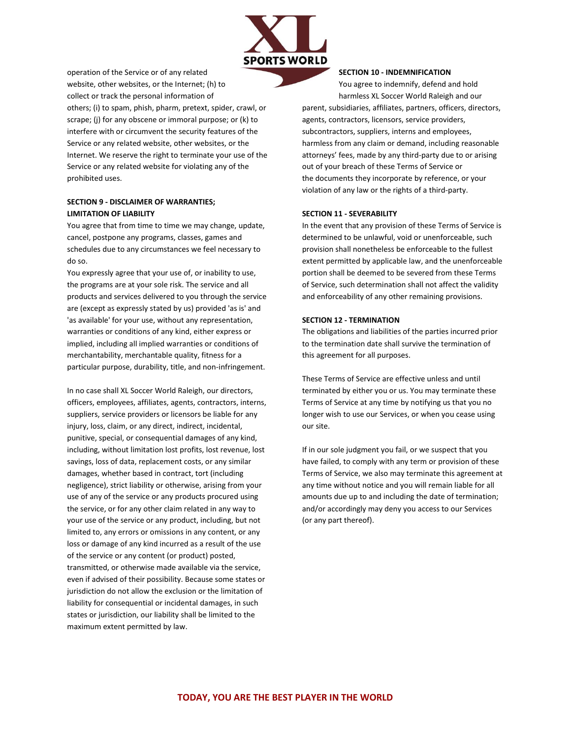operation of the Service or of any related website, other websites, or the Internet; (h) to collect or track the personal information of others; (i) to spam, phish, pharm, pretext, spider, crawl, or scrape; (j) for any obscene or immoral purpose; or (k) to interfere with or circumvent the security features of the Service or any related website, other websites, or the Internet. We reserve the right to terminate your use of the Service or any related website for violating any of the prohibited uses.

**SECTION 9 - DISCLAIMER OF WARRANTIES; LIMITATION OF LIABILITY**

You agree that from time to time we may change, update, cancel, postpone any programs, classes, games and schedules due to any circumstances we feel necessary to do so.

You expressly agree that your use of, or inability to use, the programs are at your sole risk. The service and all products and services delivered to you through the service are (except as expressly stated by us) provided 'as is' and 'as available' for your use, without any representation, warranties or conditions of any kind, either express or implied, including all implied warranties or conditions of merchantability, merchantable quality, fitness for a particular purpose, durability, title, and non-infringement.

In no case shall XL Soccer World Raleigh, our directors, officers, employees, affiliates, agents, contractors, interns, suppliers, service providers or licensors be liable for any injury, loss, claim, or any direct, indirect, incidental, punitive, special, or consequential damages of any kind, including, without limitation lost profits, lost revenue, lost savings, loss of data, replacement costs, or any similar damages, whether based in contract, tort (including negligence), strict liability or otherwise, arising from your use of any of the service or any products procured using the service, or for any other claim related in any way to your use of the service or any product, including, but not limited to, any errors or omissions in any content, or any loss or damage of any kind incurred as a result of the use of the service or any content (or product) posted, transmitted, or otherwise made available via the service, even if advised of their possibility. Because some states or jurisdiction do not allow the exclusion or the limitation of liability for consequential or incidental damages, in such states or jurisdiction, our liability shall be limited to the maximum extent permitted by law.

**SECTION 10 - INDEMNIFICATION**

You agree to indemnify, defend and hold harmless XL Soccer World Raleigh and our parent, subsidiaries, affiliates, partners, officers, directors, agents, contractors, licensors, service providers, subcontractors, suppliers, interns and employees, harmless from any claim or demand, including reasonable attorneys' fees, made by any third-party due to or arising out of your breach of these Terms of Service or the documents they incorporate by reference, or your violation of any law or the rights of a third-party.

**SECTION 11 - SEVERABILITY**

In the event that any provision of these Terms of Service is determined to be unlawful, void or unenforceable, such provision shall nonetheless be enforceable to the fullest extent permitted by applicable law, and the unenforceable portion shall be deemed to be severed from these Terms of Service, such determination shall not affect the validity and enforceability of any other remaining provisions.

**SECTION 12 - TERMINATION**

The obligations and liabilities of the parties incurred prior to the termination date shall survive the termination of this agreement for all purposes.

These Terms of Service are effective unless and until terminated by either you or us. You may terminate these Terms of Service at any time by notifying us that you no longer wish to use our Services, or when you cease using our site.

If in our sole judgment you fail, or we suspect that you have failed, to comply with any term or provision of these Terms of Service, we also may terminate this agreement at any time without notice and you will remain liable for all amounts due up to and including the date of termination; and/or accordingly may deny you access to our Services (or any part thereof).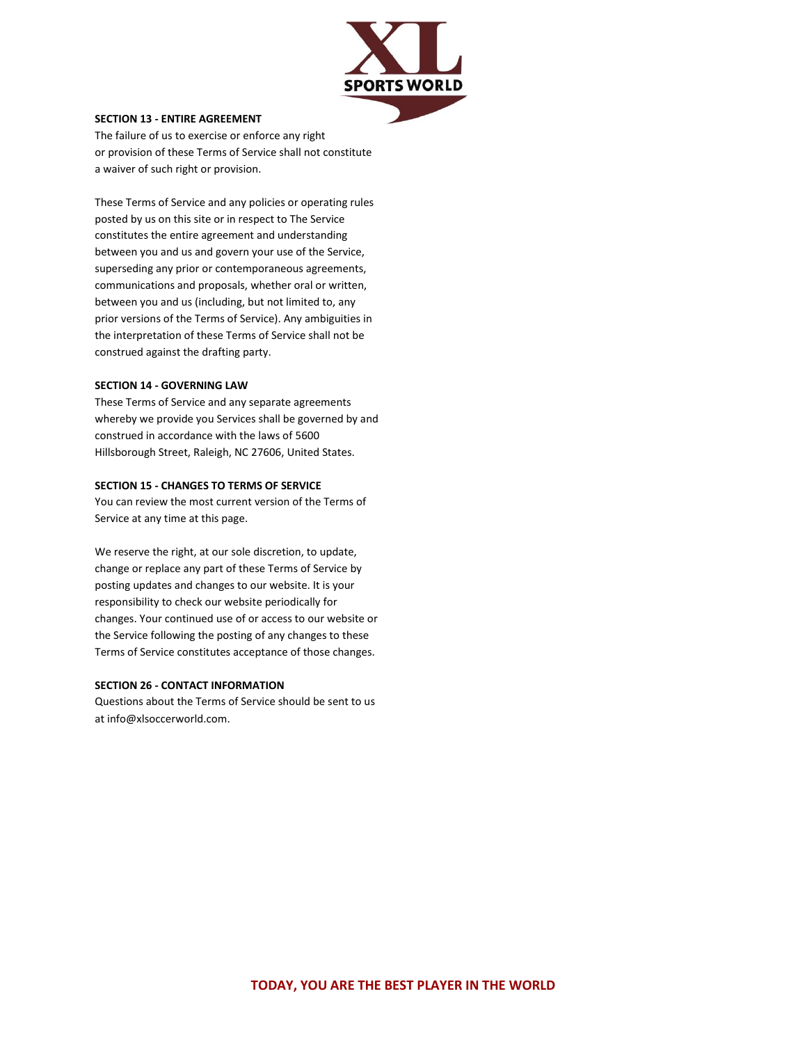**SECTION 13 - ENTIRE AGREEMENT**

The failure of us to exercise or enforce any right or provision of these Terms of Service shall not constitute a waiver of such right or provision.

These Terms of Service and any policies or operating rules posted by us on this site or in respect to The Service constitutes the entire agreement and understanding between you and us and govern your use of the Service, superseding any prior or contemporaneous agreements, communications and proposals, whether oral or written, between you and us (including, but not limited to, any prior versions of the Terms of Service). Any ambiguities in the interpretation of these Terms of Service shall not be construed against the drafting party.

**SECTION 14 - GOVERNING LAW**

These Terms of Service and any separate agreements whereby we provide you Services shall be governed by and construed in accordance with the laws of 5600 Hillsborough Street, Raleigh, NC 27606, United States.

**SECTION 15 - CHANGES TO TERMS OF SERVICE**

You can review the most current version of the Terms of Service at any time at this page.

We reserve the right, at our sole discretion, to update, change or replace any part of these Terms of Service by posting updates and changes to our website. It is your responsibility to check our website periodically for changes. Your continued use of or access to our website or the Service following the posting of any changes to these Terms of Service constitutes acceptance of those changes.

**SECTION 26 - CONTACT INFORMATION**

Questions about the Terms of Service should be sent to us at info@xlsoccerworld.com.